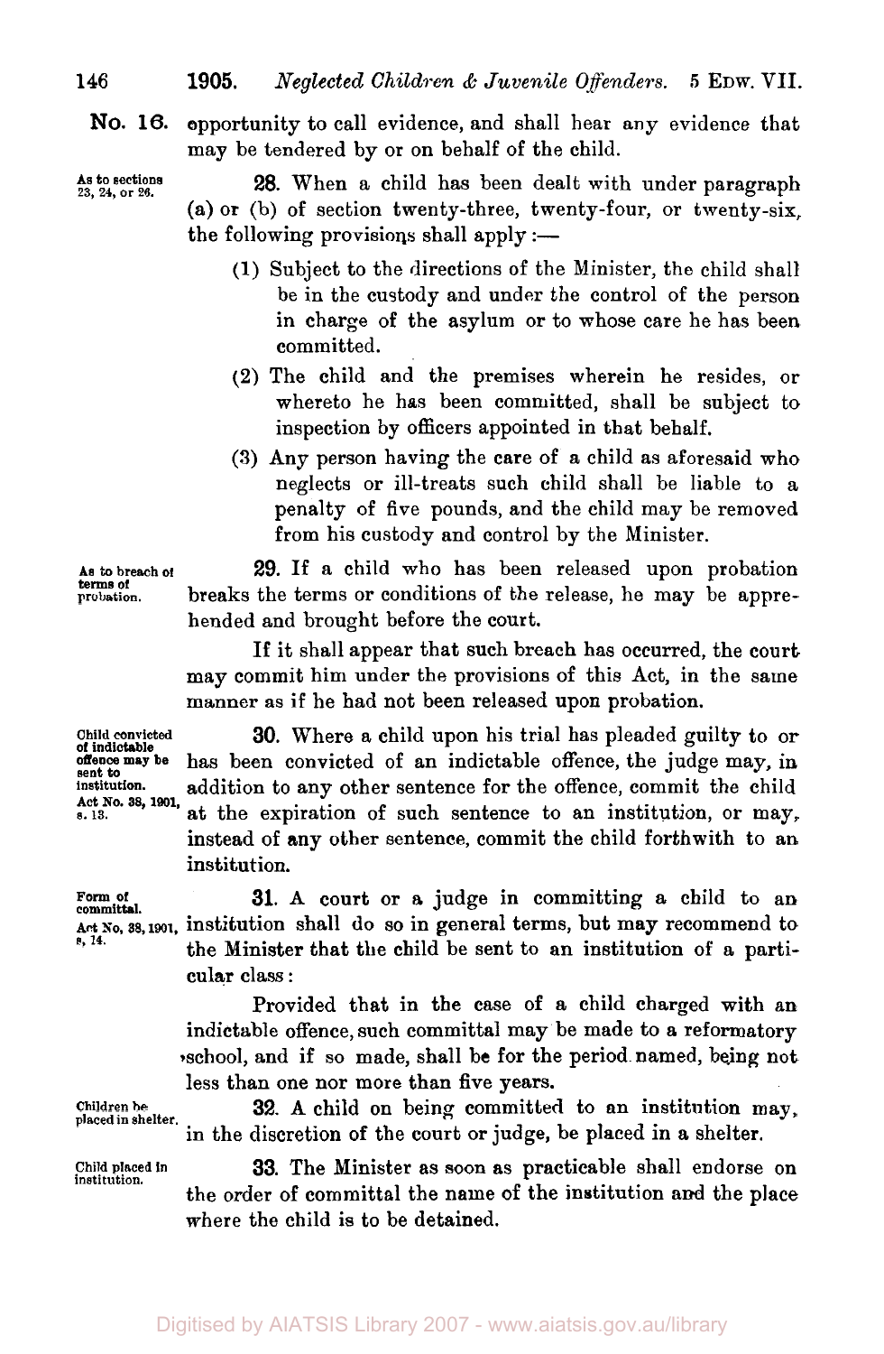No. 16.

opportunity to call evidence, and shall hear any evidence that may be tendered by or on behalf of the child.

*As to sections 23, 24, or 26.*

**28.** When a child has been dealt with under paragraph (a) or (b) of section twenty-three, twenty-four, or twenty-six, the following provisions shall apply:—

(1) Subject to the directions of the Minister, the child shall be in the custody and under the control of the person in charge of the asylum or to whose care he has been committed.

(2) The child and the premises wherein he resides, or whereto he has been committed, shall be subject to inspection by officers appointed in that behalf.

(3) Any person having the care of a child as aforesaid who neglects or ill-treats such child shall be liable to a penalty of five pounds, and the child may be removed from his custody and control by the Minister.

*As to breach of terms of probation.*

**29.** If a child who has been released upon probation breaks the terms or conditions of the release, he may be apprehended and brought before the court.

If it shall appear that such breach has occurred, the court may commit him under the provisions of this Act, in the same manner as if he had not been released upon probation.

*Child convicted of indictable offence may be sent to institution. Act No. 38, 1901, s. 13.*

**30.** Where a child upon his trial has pleaded guilty to or has been convicted of an indictable offence, the judge may, in addition to any other sentence for the offence, commit the child at the expiration of such sentence to an institution, or may, instead of any other sentence, commit the child forthwith to an institution.

*Form of committal. Act No. 38, 1901, s. 14.*

**31.** A court or a judge in committing a child to an institution shall do so in general terms, but may recommend to the Minister that the child be sent to an institution of a particular class:

Provided that in the case of a child charged with an indictable offence, such committal may be made to a reformatory school, and if so made, shall be for the period named, being not less than one nor more than five years.

*Children be placed in shelter.*

**32.** A child on being committed to an institution may, in the discretion of the court or judge, be placed in a shelter.

*Child placed in institution.*

**33.** The Minister as soon as practicable shall endorse on the order of committal the name of the institution and the place where the child is to be detained.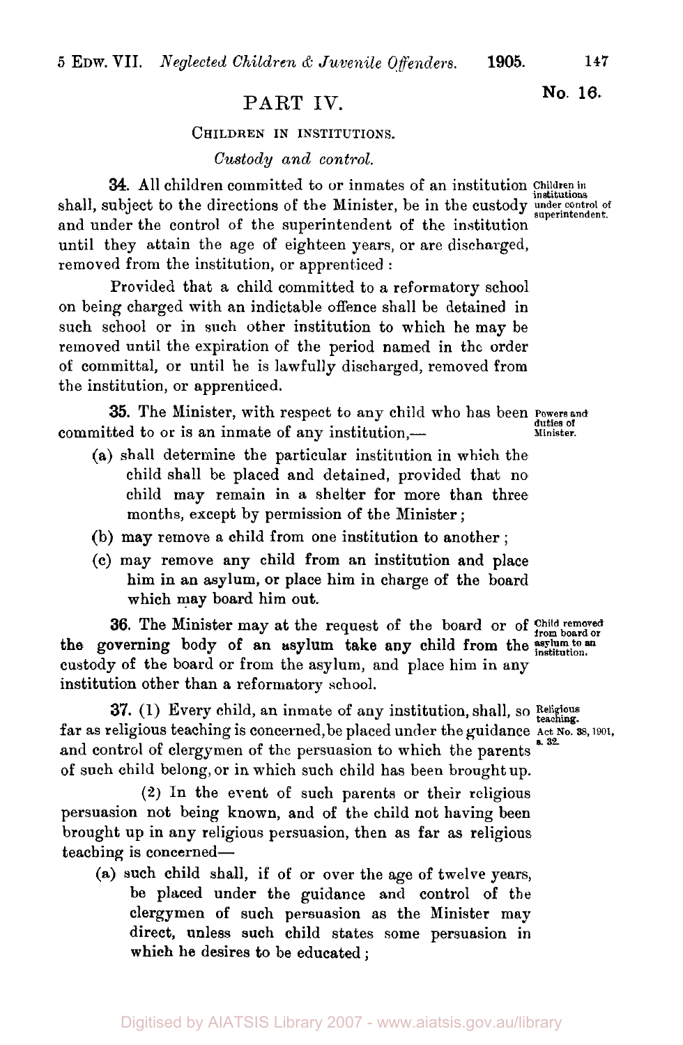## PART IV.

### CHILDREN IN INSTITUTIONS.

#### *Custody and control.*

**34.** All children committed to or inmates of an institution shall, subject to the directions of the Minister, be in the custody and under the control of the superintendent of the institution until they attain the age of eighteen years, or are discharged, removed from the institution, or apprenticed :

Children in institutions under control of superintendent.

Provided that a child committed to a reformatory school on being charged with an indictable offence shall be detained in such school or in such other institution to which he may be removed until the expiration of the period named in the order of committal, or until he is lawfully discharged, removed from the institution, or apprenticed.

**35.** The Minister, with respect to any child who has been committed to or is an inmate of any institution,—

Powers and duties of Minister.

(a) shall determine the particular institution in which the child shall be placed and detained, provided that no child may remain in a shelter for more than three months, except by permission of the Minister ;

(b) may remove a child from one institution to another ;

(c) may remove any child from an institution and place him in an asylum, or place him in charge of the board which may board him out.

**36.** The Minister may at the request of the board or of the governing body of an asylum take any child from the custody of the board or from the asylum, and place him in any institution other than a reformatory school.

Child removed from board or asylum to an institution.

**37.** (1) Every child, an inmate of any institution, shall, so far as religious teaching is concerned, be placed under the guidance and control of clergymen of the persuasion to which the parents of such child belong, or in which such child has been brought up.

Religious teaching. Act No. 38, 1901, s. 32.

(2) In the event of such parents or their religious persuasion not being known, and of the child not having been brought up in any religious persuasion, then as far as religious teaching is concerned—

(a) such child shall, if of or over the age of twelve years, be placed under the guidance and control of the clergymen of such persuasion as the Minister may direct, unless such child states some persuasion in which he desires to be educated ;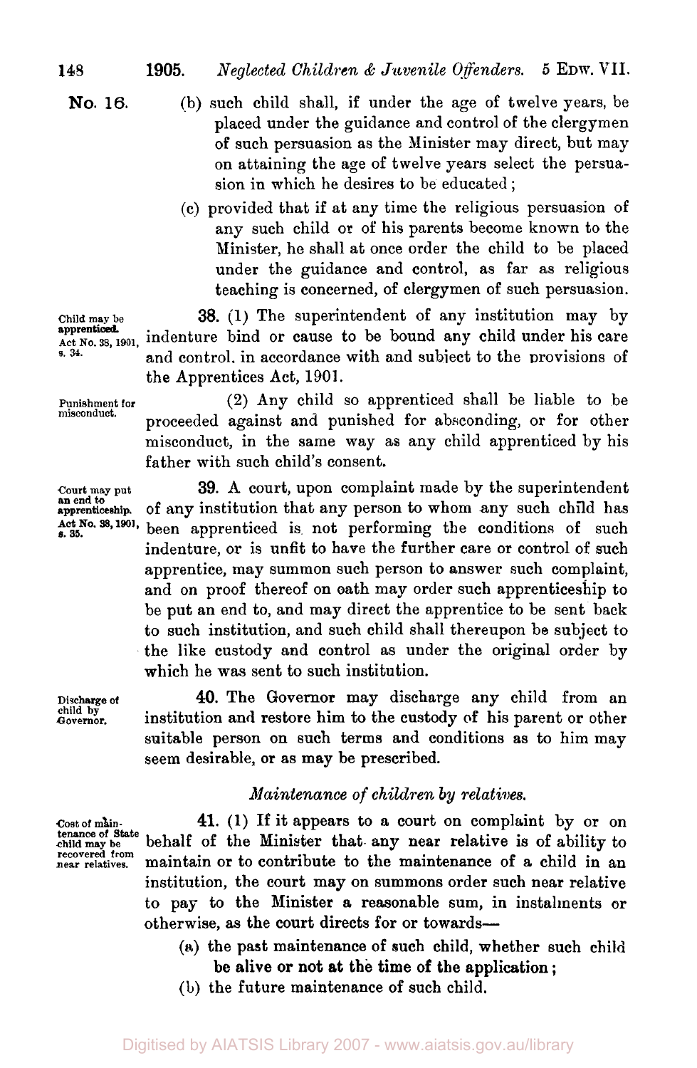No. 16.

(b) such child shall, if under the age of twelve years, be placed under the guidance and control of the clergymen of such persuasion as the Minister may direct, but may on attaining the age of twelve years select the persuasion in which he desires to be educated;

(c) provided that if at any time the religious persuasion of any such child or of his parents become known to the Minister, he shall at once order the child to be placed under the guidance and control, as far as religious teaching is concerned, of clergymen of such persuasion.

*Child may be apprenticed. Act No. 38, 1901, s. 34.*

**38.** (1) The superintendent of any institution may by indenture bind or cause to be bound any child under his care and control, in accordance with and subject to the provisions of the Apprentices Act, 1901.

*Punishment for misconduct.*

(2) Any child so apprenticed shall be liable to be proceeded against and punished for absconding, or for other misconduct, in the same way as any child apprenticed by his father with such child's consent.

*Court may put an end to apprenticeship. Act No. 38, 1901, s. 35.*

**39.** A court, upon complaint made by the superintendent of any institution that any person to whom any such child has been apprenticed is not performing the conditions of such indenture, or is unfit to have the further care or control of such apprentice, may summon such person to answer such complaint, and on proof thereof on oath may order such apprenticeship to be put an end to, and may direct the apprentice to be sent back to such institution, and such child shall thereupon be subject to the like custody and control as under the original order by which he was sent to such institution.

*Discharge of child by Governor.*

**40.** The Governor may discharge any child from an institution and restore him to the custody of his parent or other suitable person on such terms and conditions as to him may seem desirable, or as may be prescribed.

*Maintenance of children by relatives.*

*Cost of maintenance of State child may be recovered from near relatives.*

**41.** (1) If it appears to a court on complaint by or on behalf of the Minister that any near relative is of ability to maintain or to contribute to the maintenance of a child in an institution, the court may on summons order such near relative to pay to the Minister a reasonable sum, in instalments or otherwise, as the court directs for or towards—

(a) the past maintenance of such child, whether such child be alive or not at the time of the application;

(b) the future maintenance of such child.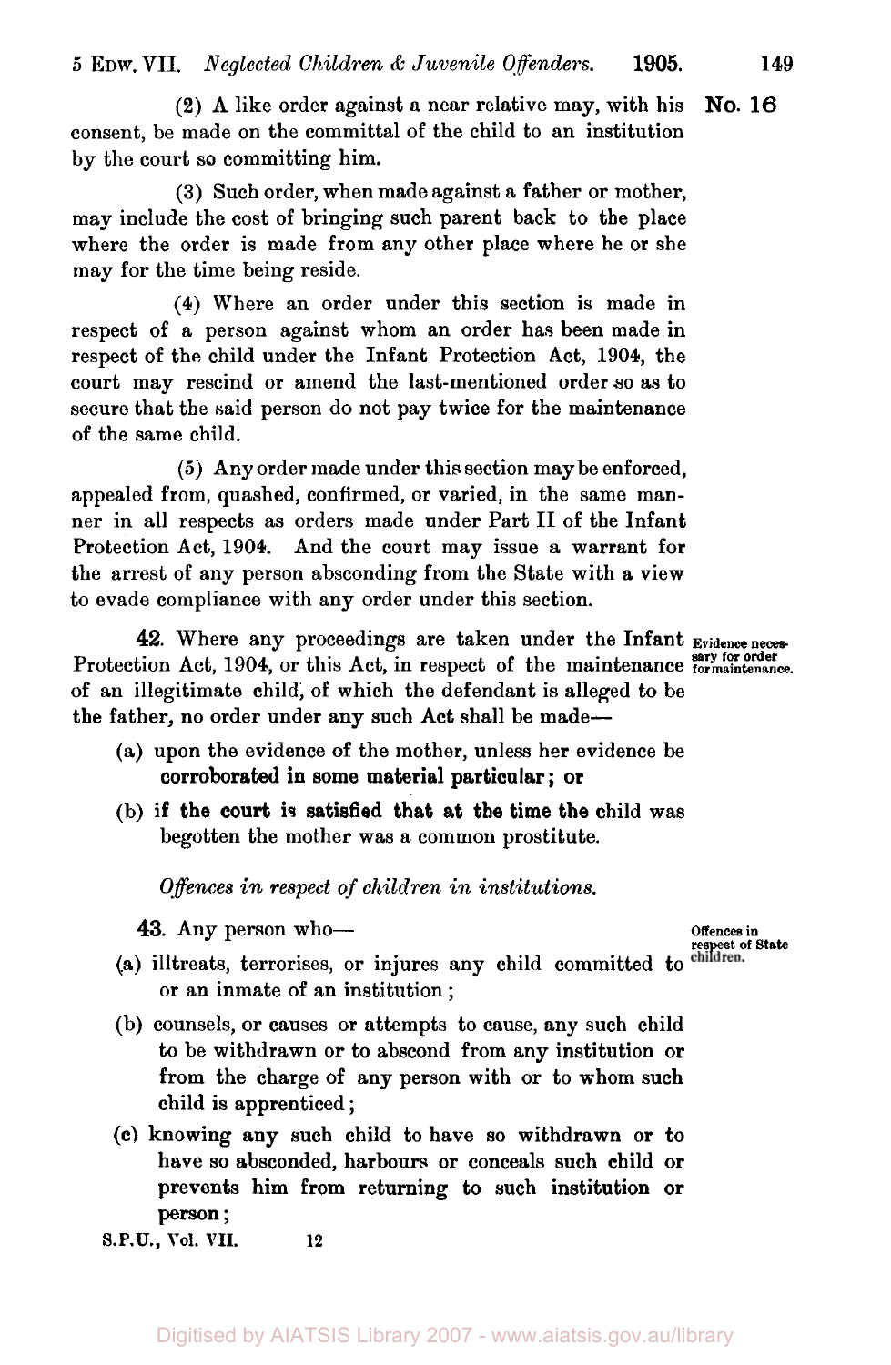(2) A like order against a near relative may, with his consent, be made on the committal of the child to an institution by the court so committing him.

(3) Such order, when made against a father or mother, may include the cost of bringing such parent back to the place where the order is made from any other place where he or she may for the time being reside.

(4) Where an order under this section is made in respect of a person against whom an order has been made in respect of the child under the Infant Protection Act, 1904, the court may rescind or amend the last-mentioned order so as to secure that the said person do not pay twice for the maintenance of the same child.

(5) Any order made under this section may be enforced, appealed from, quashed, confirmed, or varied, in the same manner in all respects as orders made under Part II of the Infant Protection Act, 1904. And the court may issue a warrant for the arrest of any person absconding from the State with a view to evade compliance with any order under this section.

*Evidence necessary for order for maintenance.*

**42.** Where any proceedings are taken under the Infant Protection Act, 1904, or this Act, in respect of the maintenance of an illegitimate child, of which the defendant is alleged to be the father, no order under any such Act shall be made—

(a) upon the evidence of the mother, unless her evidence be corroborated in some material particular; or

(b) if the court is satisfied that at the time the child was begotten the mother was a common prostitute.

*Offences in respect of children in institutions.*

*Offences in respect of State children.*

**43.** Any person who—

(a) illtreats, terrorises, or injures any child committed to or an inmate of an institution;

(b) counsels, or causes or attempts to cause, any such child to be withdrawn or to abscond from any institution or from the charge of any person with or to whom such child is apprenticed;

(c) knowing any such child to have so withdrawn or to have so absconded, harbours or conceals such child or prevents him from returning to such institution or person;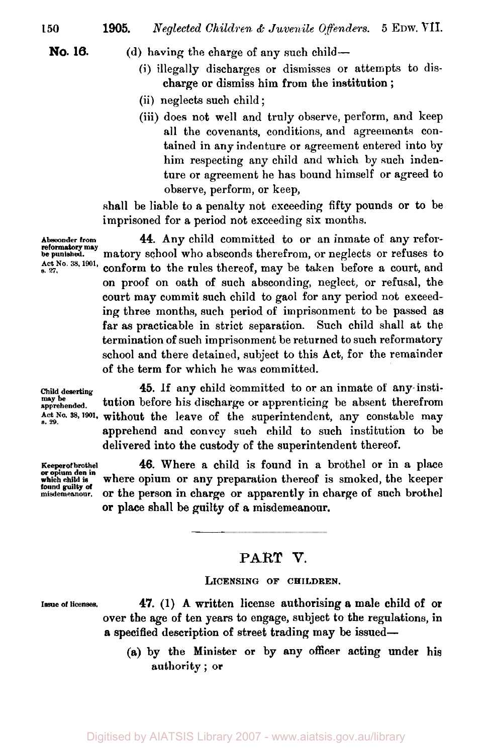**No. 16.**

(d) having the charge of any such child—

(i) illegally discharges or dismisses or attempts to discharge or dismiss him from the institution;

(ii) neglects such child;

(iii) does not well and truly observe, perform, and keep all the covenants, conditions, and agreements contained in any indenture or agreement entered into by him respecting any child and which by such indenture or agreement he has bound himself or agreed to observe, perform, or keep,

shall be liable to a penalty not exceeding fifty pounds or to be imprisoned for a period not exceeding six months.

*Absconder from reformatory may be punished. Act No. 38, 1901, s. 27.*

**44.** Any child committed to or an inmate of any reformatory school who absconds therefrom, or neglects or refuses to conform to the rules thereof, may be taken before a court, and on proof on oath of such absconding, neglect, or refusal, the court may commit such child to gaol for any period not exceeding three months, such period of imprisonment to be passed as far as practicable in strict separation. Such child shall at the termination of such imprisonment be returned to such reformatory school and there detained, subject to this Act, for the remainder of the term for which he was committed.

*Child deserting may be apprehended. Act No. 38, 1901, s. 29.*

**45.** If any child committed to or an inmate of any institution before his discharge or apprenticing be absent therefrom without the leave of the superintendent, any constable may apprehend and convey such child to such institution to be delivered into the custody of the superintendent thereof.

*Keeper of brothel or opium den in which child is found guilty of misdemeanour.*

**46.** Where a child is found in a brothel or in a place where opium or any preparation thereof is smoked, the keeper or the person in charge or apparently in charge of such brothel or place shall be guilty of a misdemeanour.

---

## PART V.

### LICENSING OF CHILDREN.

*Issue of licenses.*

**47.** (1) A written license authorising a male child of or over the age of ten years to engage, subject to the regulations, in a specified description of street trading may be issued—

(a) by the Minister or by any officer acting under his authority; or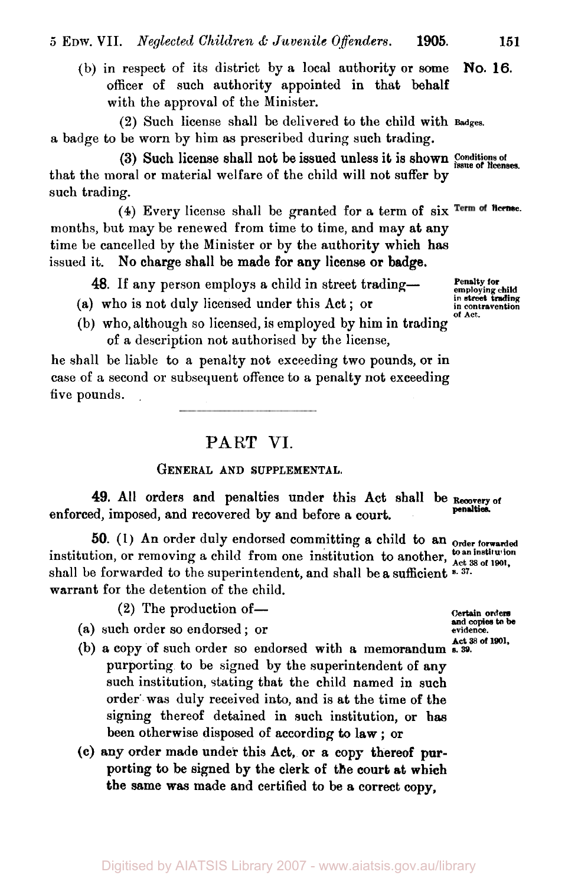(b) in respect of its district by a local authority or some officer of such authority appointed in that behalf with the approval of the Minister.

(2) Such license shall be delivered to the child with a badge to be worn by him as prescribed during such trading.

(3) Such license shall not be issued unless it is shown that the moral or material welfare of the child will not suffer by such trading.

(4) Every license shall be granted for a term of six months, but may be renewed from time to time, and may at any time be cancelled by the Minister or by the authority which has issued it. No charge shall be made for any license or badge.

**48.** If any person employs a child in street trading—

(a) who is not duly licensed under this Act; or

(b) who, although so licensed, is employed by him in trading of a description not authorised by the license,

he shall be liable to a penalty not exceeding two pounds, or in case of a second or subsequent offence to a penalty not exceeding five pounds.

## PART VI.

### GENERAL AND SUPPLEMENTAL.

**49.** All orders and penalties under this Act shall be enforced, imposed, and recovered by and before a court.

**50.** (1) An order duly endorsed committing a child to an institution, or removing a child from one institution to another, shall be forwarded to the superintendent, and shall be a sufficient warrant for the detention of the child.

(2) The production of—

(a) such order so endorsed; or

(b) a copy of such order so endorsed with a memorandum purporting to be signed by the superintendent of any such institution, stating that the child named in such order was duly received into, and is at the time of the signing thereof detained in such institution, or has been otherwise disposed of according to law; or

(c) any order made under this Act, or a copy thereof purporting to be signed by the clerk of the court at which the same was made and certified to be a correct copy,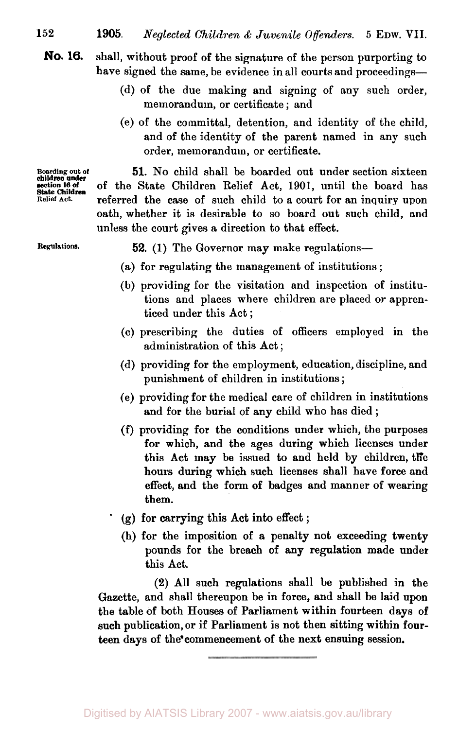shall, without proof of the signature of the person purporting to have signed the same, be evidence in all courts and proceedings—

(d) of the due making and signing of any such order, memorandum, or certificate; and

(e) of the committal, detention, and identity of the child, and of the identity of the parent named in any such order, memorandum, or certificate.

**Boarding out of children under section 16 of State Children Relief Act.**

**51.** No child shall be boarded out under section sixteen of the State Children Relief Act, 1901, until the board has referred the case of such child to a court for an inquiry upon oath, whether it is desirable to so board out such child, and unless the court gives a direction to that effect.

**Regulations.**

**52.** (1) The Governor may make regulations—

(a) for regulating the management of institutions;

(b) providing for the visitation and inspection of institutions and places where children are placed or apprenticed under this Act;

(c) prescribing the duties of officers employed in the administration of this Act;

(d) providing for the employment, education, discipline, and punishment of children in institutions;

(e) providing for the medical care of children in institutions and for the burial of any child who has died;

(f) providing for the conditions under which, the purposes for which, and the ages during which licenses under this Act may be issued to and held by children, the hours during which such licenses shall have force and effect, and the form of badges and manner of wearing them.

(g) for carrying this Act into effect;

(h) for the imposition of a penalty not exceeding twenty pounds for the breach of any regulation made under this Act.

(2) All such regulations shall be published in the Gazette, and shall thereupon be in force, and shall be laid upon the table of both Houses of Parliament within fourteen days of such publication, or if Parliament is not then sitting within fourteen days of the commencement of the next ensuing session.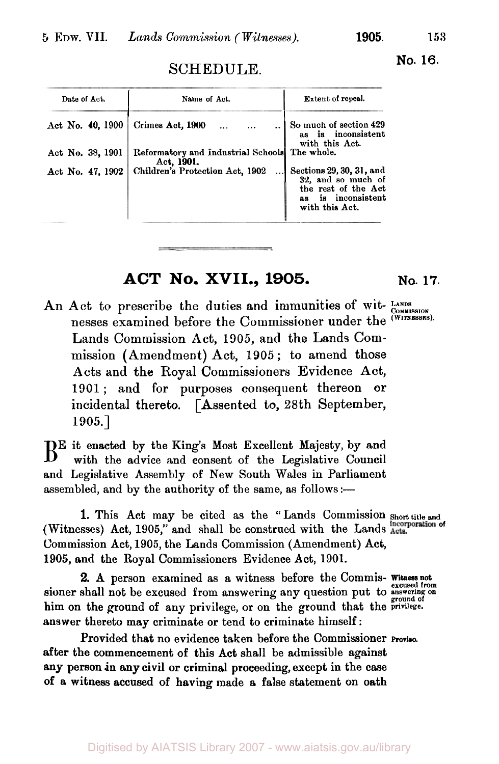No. 16.

SCHEDULE.

| Date of Act. | Name of Act. | Extent of repeal. |
| --- | --- | --- |
| Act No. 40, 1900 | Crimes Act, 1900 ... ... .. | So much of section 429 as is inconsistent with this Act. |
| Act No. 38, 1901 | Reformatory and Industrial Schools Act, 1901. | The whole. |
| Act No. 47, 1902 | Children's Protection Act, 1902 ... | Sections 29, 30, 31, and 32, and so much of the rest of the Act as is inconsistent with this Act. |

## ACT No. XVII., 1905.

No. 17.

LANDS COMMISSION (WITNESSES).

An Act to prescribe the duties and immunities of witnesses examined before the Commissioner under the Lands Commission Act, 1905, and the Lands Commission (Amendment) Act, 1905; to amend those Acts and the Royal Commissioners Evidence Act, 1901; and for purposes consequent thereon or incidental thereto. [Assented to, 28th September, 1905.]

BE it enacted by the King's Most Excellent Majesty, by and with the advice and consent of the Legislative Council and Legislative Assembly of New South Wales in Parliament assembled, and by the authority of the same, as follows:—

*Short title and incorporation of Acts.*

**1.** This Act may be cited as the "Lands Commission (Witnesses) Act, 1905," and shall be construed with the Lands Commission Act, 1905, the Lands Commission (Amendment) Act, 1905, and the Royal Commissioners Evidence Act, 1901.

*Witness not excused from answering on ground of privilege.*

**2.** A person examined as a witness before the Commissioner shall not be excused from answering any question put to him on the ground of any privilege, or on the ground that the answer thereto may criminate or tend to criminate himself:

*Proviso.*

Provided that no evidence taken before the Commissioner after the commencement of this Act shall be admissible against any person in any civil or criminal proceeding, except in the case of a witness accused of having made a false statement on oath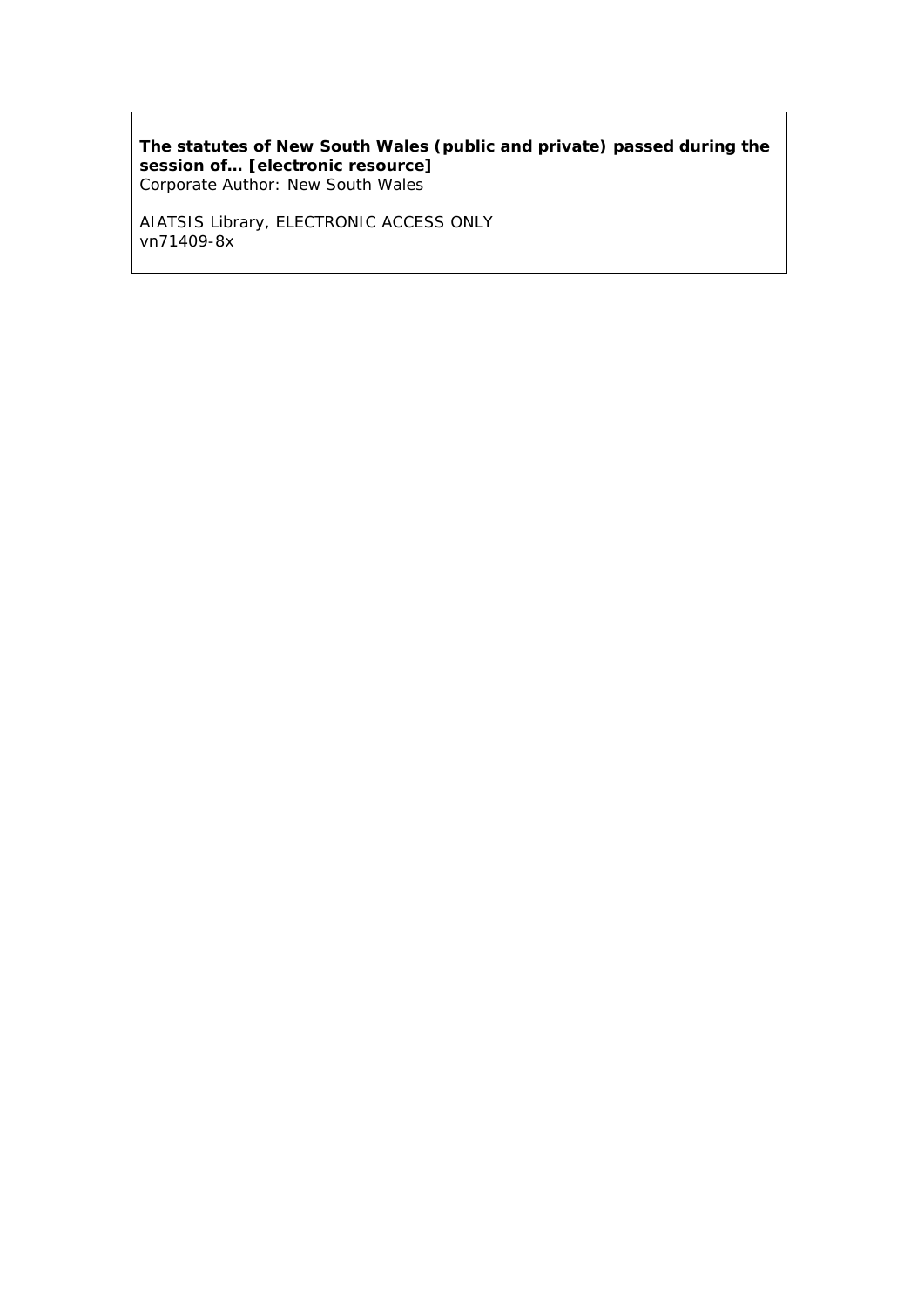**The statutes of New South Wales (public and private) passed during the session of… [electronic resource]**
Corporate Author: New South Wales

AIATSIS Library, ELECTRONIC ACCESS ONLY
vn71409-8x